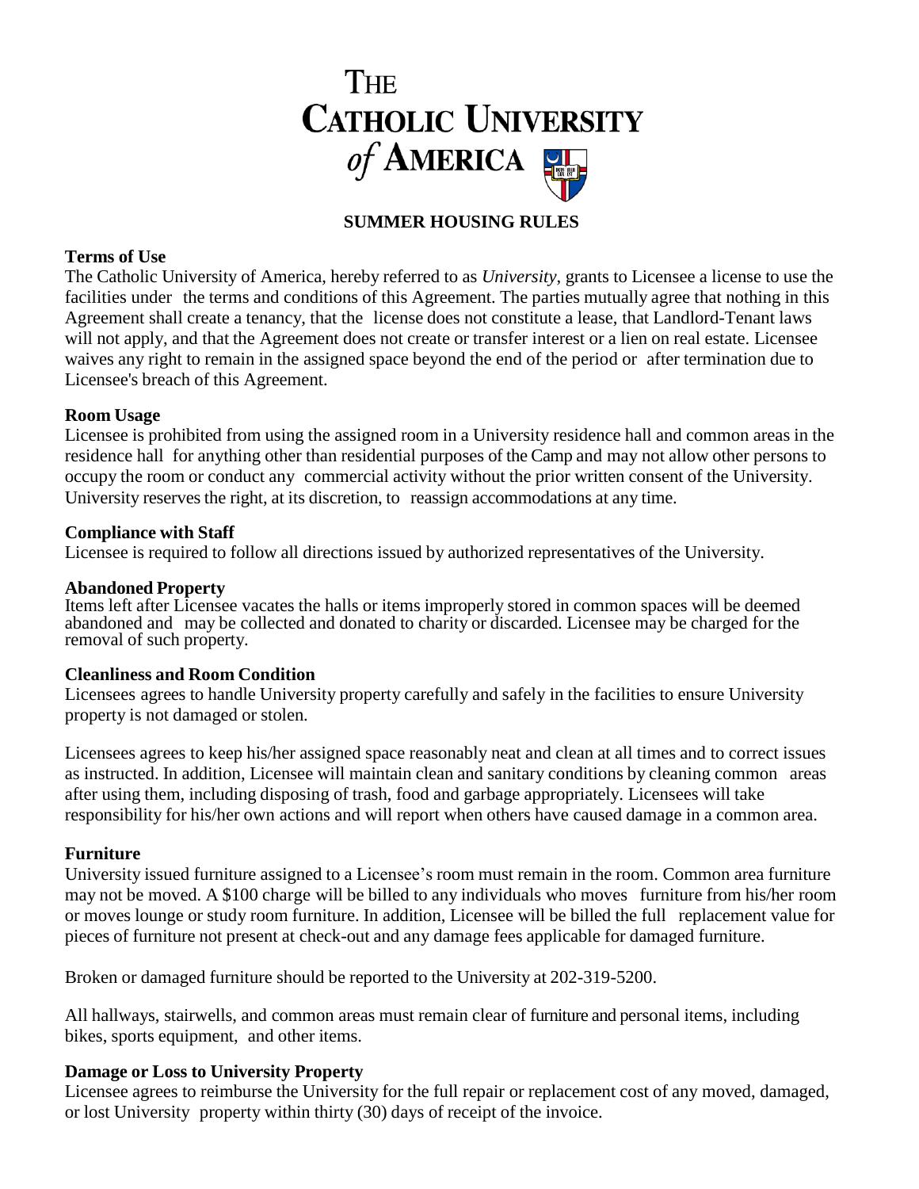# THE CATHOLIC UNIVERSITY *of* AMERICA

## SUMMER HOUSING RULES

### Terms of Use

The Catholic University of America, hereby referred to as *University*, grants to Licensee a license to use the facilities under the terms and conditions of this Agreement. The parties mutually agree that nothing in this Agreement shall create a tenancy, that the license does not constitute a lease, that Landlord-Tenant laws will not apply, and that the Agreement does not create or transfer interest or a lien on real estate. Licensee waives any right to remain in the assigned space beyond the end of the period or after termination due to Licensee's breach of this Agreement.

### Room Usage

Licensee is prohibited from using the assigned room in a University residence hall and common areas in the residence hall for anything other than residential purposes of the Camp and may not allow other persons to occupy the room or conduct any commercial activity without the prior written consent of the University. University reserves the right, at its discretion, to reassign accommodations at any time.

### Compliance with Staff

Licensee is required to follow all directions issued by authorized representatives of the University.

### Abandoned Property

Items left after Licensee vacates the halls or items improperly stored in common spaces will be deemed abandoned and may be collected and donated to charity or discarded. Licensee may be charged for the removal of such property.

### Cleanliness and Room Condition

Licensees agrees to handle University property carefully and safely in the facilities to ensure University property is not damaged or stolen.

Licensees agrees to keep his/her assigned space reasonably neat and clean at all times and to correct issues as instructed. In addition, Licensee will maintain clean and sanitary conditions by cleaning common areas after using them, including disposing of trash, food and garbage appropriately. Licensees will take responsibility for his/her own actions and will report when others have caused damage in a common area.

### Furniture

University issued furniture assigned to a Licensee's room must remain in the room. Common area furniture may not be moved. A $100 charge will be billed to any individuals who moves furniture from his/her room or moves lounge or study room furniture. In addition, Licensee will be billed the full replacement value for pieces of furniture not present at check-out and any damage fees applicable for damaged furniture.

Broken or damaged furniture should be reported to the University at 202-319-5200.

All hallways, stairwells, and common areas must remain clear of furniture and personal items, including bikes, sports equipment, and other items.

### Damage or Loss to University Property

Licensee agrees to reimburse the University for the full repair or replacement cost of any moved, damaged, or lost University property within thirty (30) days of receipt of the invoice.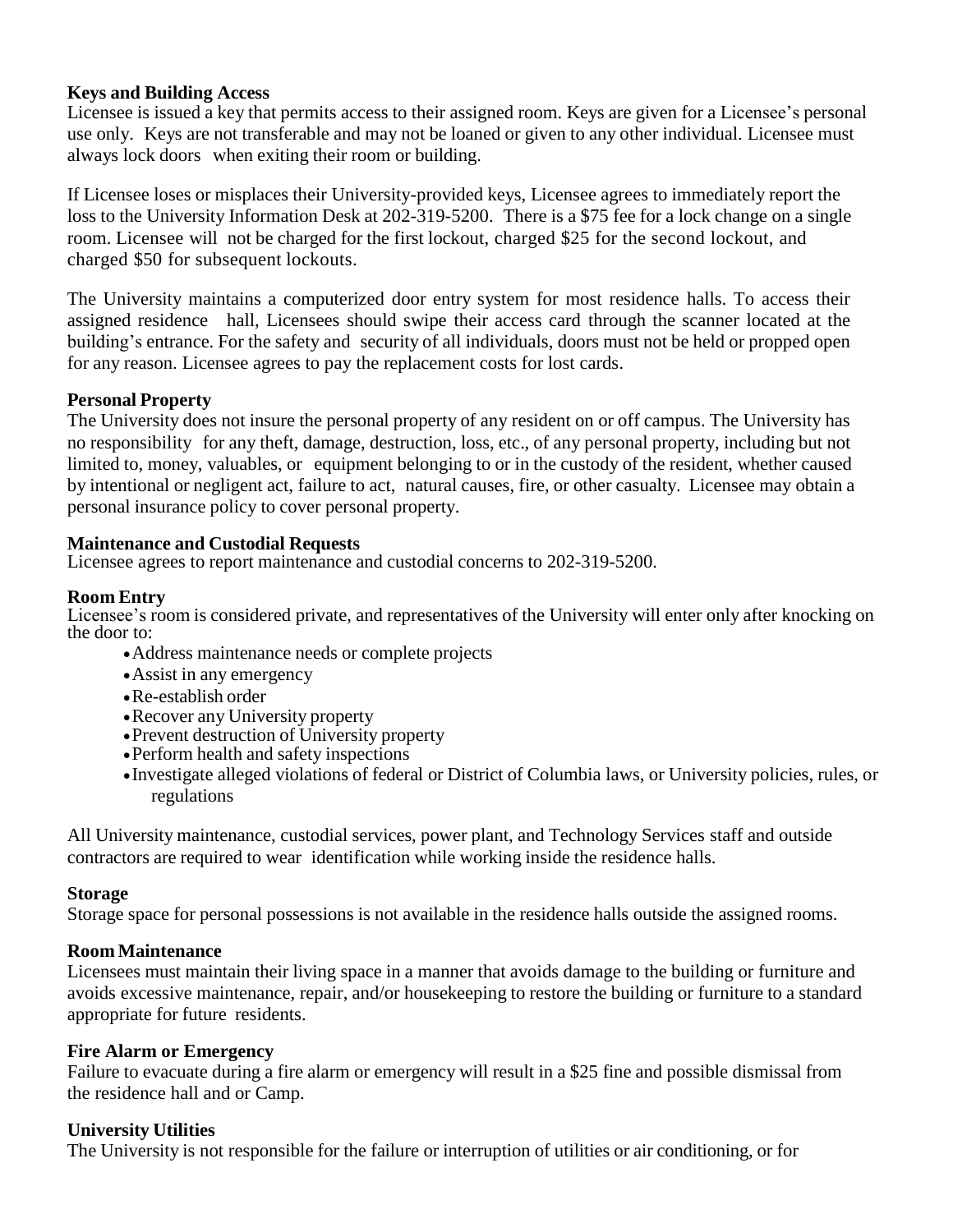**Keys and Building Access**

Licensee is issued a key that permits access to their assigned room. Keys are given for a Licensee's personal use only. Keys are not transferable and may not be loaned or given to any other individual. Licensee must always lock doors when exiting their room or building.

If Licensee loses or misplaces their University-provided keys, Licensee agrees to immediately report the loss to the University Information Desk at 202-319-5200. There is a $75 fee for a lock change on a single room. Licensee will not be charged for the first lockout, charged $25 for the second lockout, and charged $50 for subsequent lockouts.

The University maintains a computerized door entry system for most residence halls. To access their assigned residence hall, Licensees should swipe their access card through the scanner located at the building's entrance. For the safety and security of all individuals, doors must not be held or propped open for any reason. Licensee agrees to pay the replacement costs for lost cards.

**Personal Property**

The University does not insure the personal property of any resident on or off campus. The University has no responsibility for any theft, damage, destruction, loss, etc., of any personal property, including but not limited to, money, valuables, or equipment belonging to or in the custody of the resident, whether caused by intentional or negligent act, failure to act, natural causes, fire, or other casualty. Licensee may obtain a personal insurance policy to cover personal property.

**Maintenance and Custodial Requests**

Licensee agrees to report maintenance and custodial concerns to 202-319-5200.

**Room Entry**

Licensee's room is considered private, and representatives of the University will enter only after knocking on the door to:

- Address maintenance needs or complete projects
- Assist in any emergency
- Re-establish order
- Recover any University property
- Prevent destruction of University property
- Perform health and safety inspections
- Investigate alleged violations of federal or District of Columbia laws, or University policies, rules, or regulations

All University maintenance, custodial services, power plant, and Technology Services staff and outside contractors are required to wear identification while working inside the residence halls.

**Storage**

Storage space for personal possessions is not available in the residence halls outside the assigned rooms.

**Room Maintenance**

Licensees must maintain their living space in a manner that avoids damage to the building or furniture and avoids excessive maintenance, repair, and/or housekeeping to restore the building or furniture to a standard appropriate for future residents.

**Fire Alarm or Emergency**

Failure to evacuate during a fire alarm or emergency will result in a $25 fine and possible dismissal from the residence hall and or Camp.

**University Utilities**

The University is not responsible for the failure or interruption of utilities or air conditioning, or for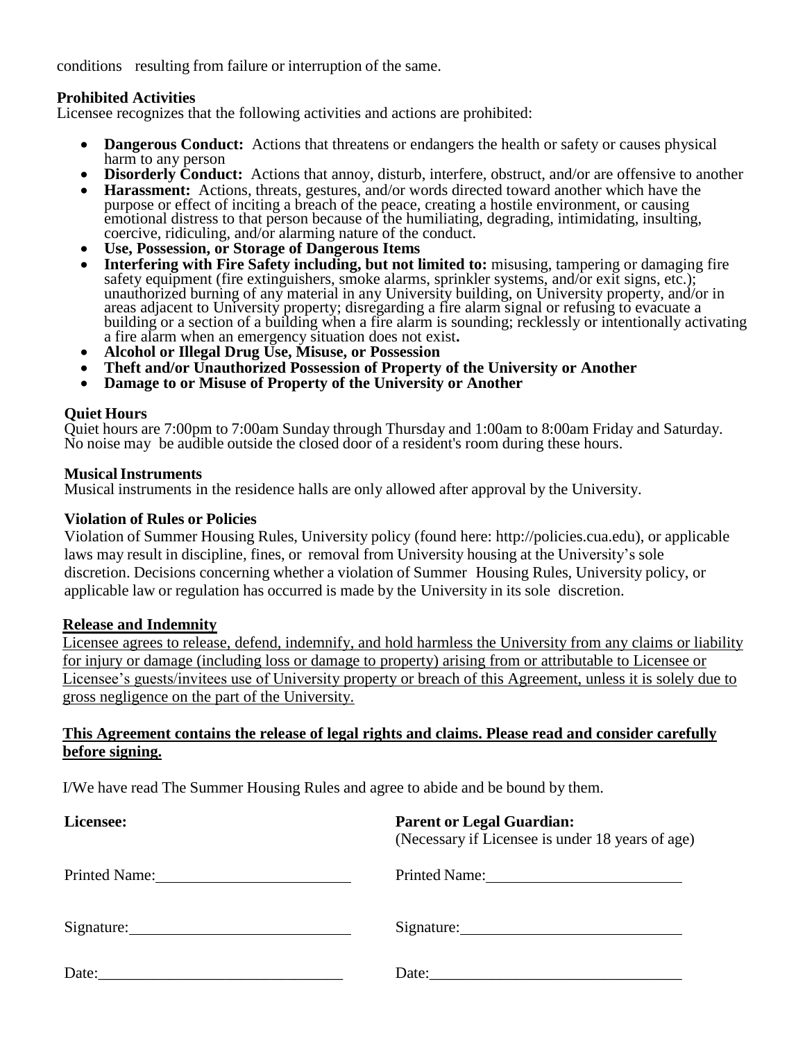conditions resulting from failure or interruption of the same.

**Prohibited Activities**

Licensee recognizes that the following activities and actions are prohibited:

- **Dangerous Conduct:** Actions that threatens or endangers the health or safety or causes physical harm to any person
- **Disorderly Conduct:** Actions that annoy, disturb, interfere, obstruct, and/or are offensive to another
- **Harassment:** Actions, threats, gestures, and/or words directed toward another which have the purpose or effect of inciting a breach of the peace, creating a hostile environment, or causing emotional distress to that person because of the humiliating, degrading, intimidating, insulting, coercive, ridiculing, and/or alarming nature of the conduct.
- **Use, Possession, or Storage of Dangerous Items**
- **Interfering with Fire Safety including, but not limited to:** misusing, tampering or damaging fire safety equipment (fire extinguishers, smoke alarms, sprinkler systems, and/or exit signs, etc.); unauthorized burning of any material in any University building, on University property, and/or in areas adjacent to University property; disregarding a fire alarm signal or refusing to evacuate a building or a section of a building when a fire alarm is sounding; recklessly or intentionally activating a fire alarm when an emergency situation does not exist**.**
- **Alcohol or Illegal Drug Use, Misuse, or Possession**
- **Theft and/or Unauthorized Possession of Property of the University or Another**
- **Damage to or Misuse of Property of the University or Another**

**Quiet Hours**

Quiet hours are 7:00pm to 7:00am Sunday through Thursday and 1:00am to 8:00am Friday and Saturday. No noise may be audible outside the closed door of a resident's room during these hours.

**Musical Instruments**

Musical instruments in the residence halls are only allowed after approval by the University.

**Violation of Rules or Policies**

Violation of Summer Housing Rules, University policy (found here: http://policies.cua.edu), or applicable laws may result in discipline, fines, or removal from University housing at the University's sole discretion. Decisions concerning whether a violation of Summer Housing Rules, University policy, or applicable law or regulation has occurred is made by the University in its sole discretion.

**Release and Indemnity**

Licensee agrees to release, defend, indemnify, and hold harmless the University from any claims or liability for injury or damage (including loss or damage to property) arising from or attributable to Licensee or Licensee's guests/invitees use of University property or breach of this Agreement, unless it is solely due to gross negligence on the part of the University.

**This Agreement contains the release of legal rights and claims. Please read and consider carefully before signing.**

I/We have read The Summer Housing Rules and agree to abide and be bound by them.

| | |
|---|---|
| **Licensee:** | **Parent or Legal Guardian:** (Necessary if Licensee is under 18 years of age) |
| Printed Name:________________________ | Printed Name:________________________ |
| Signature:___________________________ | Signature:___________________________ |
| Date:_______________________________ | Date:_______________________________ |